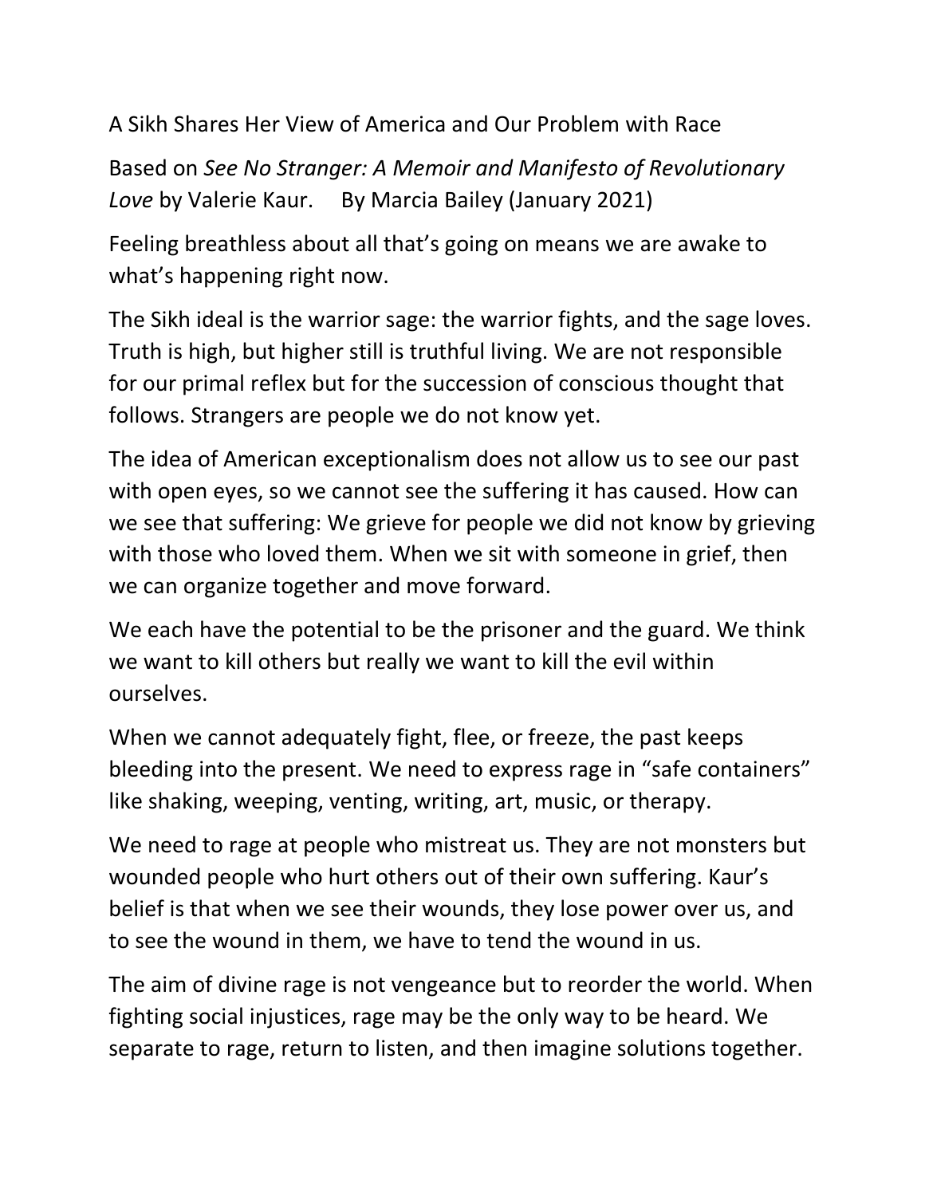A Sikh Shares Her View of America and Our Problem with Race

Based on *See No Stranger: A Memoir and Manifesto of Revolutionary Love* by Valerie Kaur. By Marcia Bailey (January 2021)

Feeling breathless about all that's going on means we are awake to what's happening right now.

The Sikh ideal is the warrior sage: the warrior fights, and the sage loves. Truth is high, but higher still is truthful living. We are not responsible for our primal reflex but for the succession of conscious thought that follows. Strangers are people we do not know yet.

The idea of American exceptionalism does not allow us to see our past with open eyes, so we cannot see the suffering it has caused. How can we see that suffering: We grieve for people we did not know by grieving with those who loved them. When we sit with someone in grief, then we can organize together and move forward.

We each have the potential to be the prisoner and the guard. We think we want to kill others but really we want to kill the evil within ourselves.

When we cannot adequately fight, flee, or freeze, the past keeps bleeding into the present. We need to express rage in "safe containers" like shaking, weeping, venting, writing, art, music, or therapy.

We need to rage at people who mistreat us. They are not monsters but wounded people who hurt others out of their own suffering. Kaur's belief is that when we see their wounds, they lose power over us, and to see the wound in them, we have to tend the wound in us.

The aim of divine rage is not vengeance but to reorder the world. When fighting social injustices, rage may be the only way to be heard. We separate to rage, return to listen, and then imagine solutions together.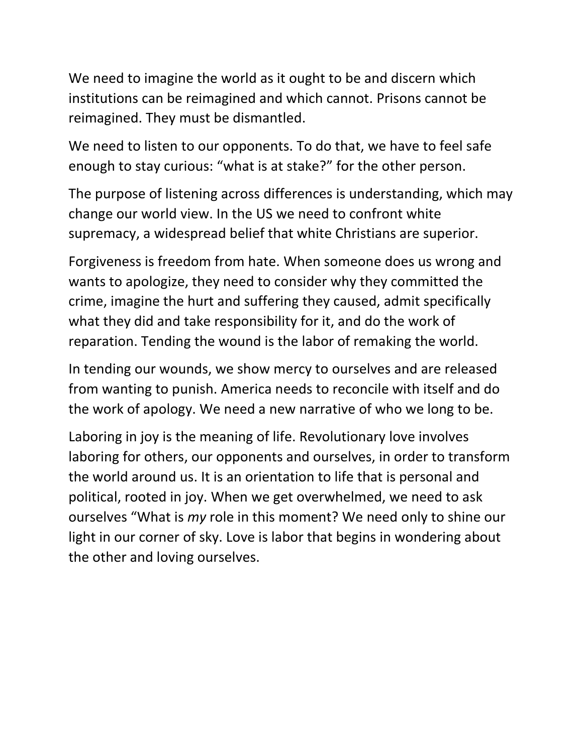We need to imagine the world as it ought to be and discern which institutions can be reimagined and which cannot. Prisons cannot be reimagined. They must be dismantled.

We need to listen to our opponents. To do that, we have to feel safe enough to stay curious: "what is at stake?" for the other person.

The purpose of listening across differences is understanding, which may change our world view. In the US we need to confront white supremacy, a widespread belief that white Christians are superior.

Forgiveness is freedom from hate. When someone does us wrong and wants to apologize, they need to consider why they committed the crime, imagine the hurt and suffering they caused, admit specifically what they did and take responsibility for it, and do the work of reparation. Tending the wound is the labor of remaking the world.

In tending our wounds, we show mercy to ourselves and are released from wanting to punish. America needs to reconcile with itself and do the work of apology. We need a new narrative of who we long to be.

Laboring in joy is the meaning of life. Revolutionary love involves laboring for others, our opponents and ourselves, in order to transform the world around us. It is an orientation to life that is personal and political, rooted in joy. When we get overwhelmed, we need to ask ourselves "What is *my* role in this moment? We need only to shine our light in our corner of sky. Love is labor that begins in wondering about the other and loving ourselves.